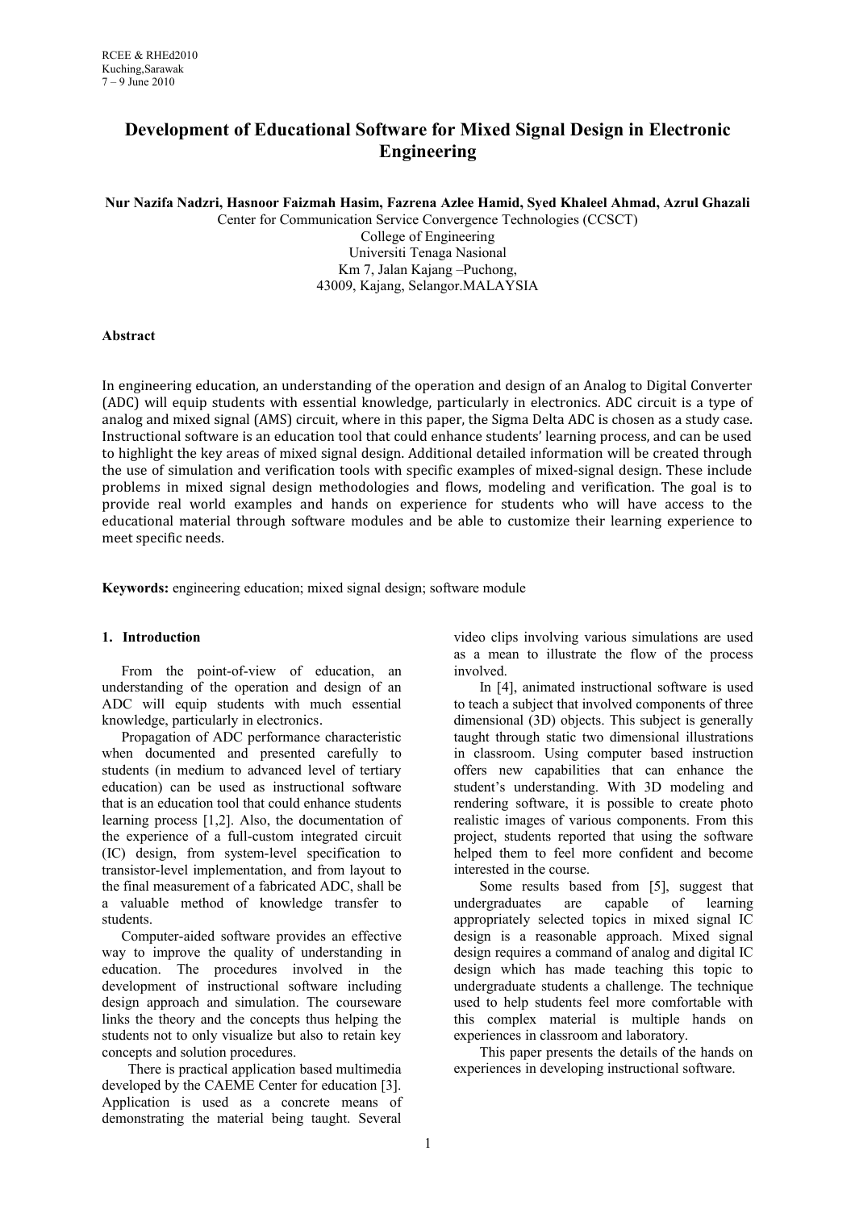# Development of Educational Software for Mixed Signal Design in Electronic Engineering

**Nur Nazifa Nadzri, Hasnoor Faizmah Hasim, Fazrena Azlee Hamid, Syed Khaleel Ahmad, Azrul Ghazali**

Center for Communication Service Convergence Technologies (CCSCT)
College of Engineering
Universiti Tenaga Nasional
Km 7, Jalan Kajang –Puchong,
43009, Kajang, Selangor.MALAYSIA

## Abstract

In engineering education, an understanding of the operation and design of an Analog to Digital Converter (ADC) will equip students with essential knowledge, particularly in electronics. ADC circuit is a type of analog and mixed signal (AMS) circuit, where in this paper, the Sigma Delta ADC is chosen as a study case. Instructional software is an education tool that could enhance students' learning process, and can be used to highlight the key areas of mixed signal design. Additional detailed information will be created through the use of simulation and verification tools with specific examples of mixed-signal design. These include problems in mixed signal design methodologies and flows, modeling and verification. The goal is to provide real world examples and hands on experience for students who will have access to the educational material through software modules and be able to customize their learning experience to meet specific needs.

**Keywords:** engineering education; mixed signal design; software module

## 1. Introduction

From the point-of-view of education, an understanding of the operation and design of an ADC will equip students with much essential knowledge, particularly in electronics.

Propagation of ADC performance characteristic when documented and presented carefully to students (in medium to advanced level of tertiary education) can be used as instructional software that is an education tool that could enhance students learning process [1,2]. Also, the documentation of the experience of a full-custom integrated circuit (IC) design, from system-level specification to transistor-level implementation, and from layout to the final measurement of a fabricated ADC, shall be a valuable method of knowledge transfer to students.

Computer-aided software provides an effective way to improve the quality of understanding in education. The procedures involved in the development of instructional software including design approach and simulation. The courseware links the theory and the concepts thus helping the students not to only visualize but also to retain key concepts and solution procedures.

There is practical application based multimedia developed by the CAEME Center for education [3]. Application is used as a concrete means of demonstrating the material being taught. Several video clips involving various simulations are used as a mean to illustrate the flow of the process involved.

In [4], animated instructional software is used to teach a subject that involved components of three dimensional (3D) objects. This subject is generally taught through static two dimensional illustrations in classroom. Using computer based instruction offers new capabilities that can enhance the student's understanding. With 3D modeling and rendering software, it is possible to create photo realistic images of various components. From this project, students reported that using the software helped them to feel more confident and become interested in the course.

Some results based from [5], suggest that undergraduates are capable of learning appropriately selected topics in mixed signal IC design is a reasonable approach. Mixed signal design requires a command of analog and digital IC design which has made teaching this topic to undergraduate students a challenge. The technique used to help students feel more comfortable with this complex material is multiple hands on experiences in classroom and laboratory.

This paper presents the details of the hands on experiences in developing instructional software.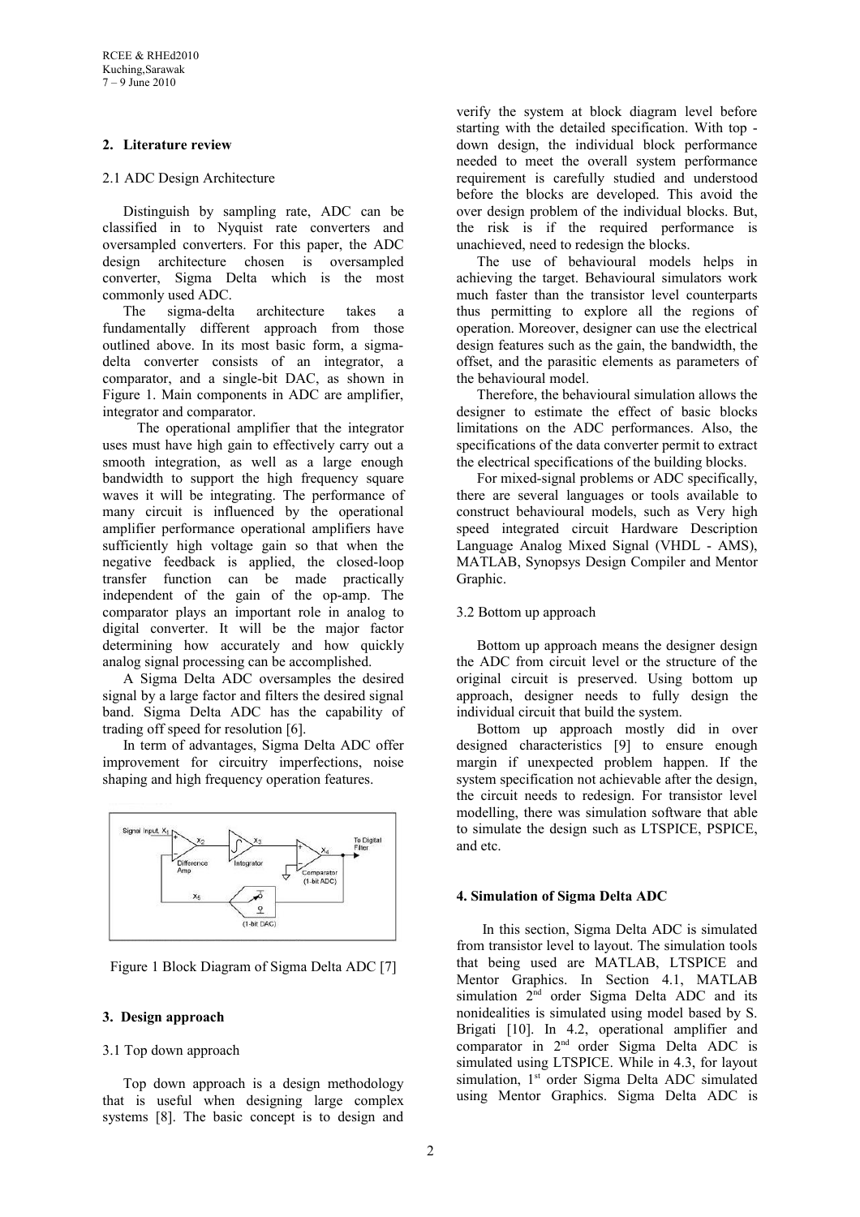## 2. Literature review

### 2.1 ADC Design Architecture

Distinguish by sampling rate, ADC can be classified in to Nyquist rate converters and oversampled converters. For this paper, the ADC design architecture chosen is oversampled converter, Sigma Delta which is the most commonly used ADC.

The sigma-delta architecture takes a fundamentally different approach from those outlined above. In its most basic form, a sigma-delta converter consists of an integrator, a comparator, and a single-bit DAC, as shown in Figure 1. Main components in ADC are amplifier, integrator and comparator.

The operational amplifier that the integrator uses must have high gain to effectively carry out a smooth integration, as well as a large enough bandwidth to support the high frequency square waves it will be integrating. The performance of many circuit is influenced by the operational amplifier performance operational amplifiers have sufficiently high voltage gain so that when the negative feedback is applied, the closed-loop transfer function can be made practically independent of the gain of the op-amp. The comparator plays an important role in analog to digital converter. It will be the major factor determining how accurately and how quickly analog signal processing can be accomplished.

A Sigma Delta ADC oversamples the desired signal by a large factor and filters the desired signal band. Sigma Delta ADC has the capability of trading off speed for resolution [6].

In term of advantages, Sigma Delta ADC offer improvement for circuitry imperfections, noise shaping and high frequency operation features.

Figure 1 Block Diagram of Sigma Delta ADC [7]

## 3. Design approach

### 3.1 Top down approach

Top down approach is a design methodology that is useful when designing large complex systems [8]. The basic concept is to design and verify the system at block diagram level before starting with the detailed specification. With top - down design, the individual block performance needed to meet the overall system performance requirement is carefully studied and understood before the blocks are developed. This avoid the over design problem of the individual blocks. But, the risk is if the required performance is unachieved, need to redesign the blocks.

The use of behavioural models helps in achieving the target. Behavioural simulators work much faster than the transistor level counterparts thus permitting to explore all the regions of operation. Moreover, designer can use the electrical design features such as the gain, the bandwidth, the offset, and the parasitic elements as parameters of the behavioural model.

Therefore, the behavioural simulation allows the designer to estimate the effect of basic blocks limitations on the ADC performances. Also, the specifications of the data converter permit to extract the electrical specifications of the building blocks.

For mixed-signal problems or ADC specifically, there are several languages or tools available to construct behavioural models, such as Very high speed integrated circuit Hardware Description Language Analog Mixed Signal (VHDL - AMS), MATLAB, Synopsys Design Compiler and Mentor Graphic.

### 3.2 Bottom up approach

Bottom up approach means the designer design the ADC from circuit level or the structure of the original circuit is preserved. Using bottom up approach, designer needs to fully design the individual circuit that build the system.

Bottom up approach mostly did in over designed characteristics [9] to ensure enough margin if unexpected problem happen. If the system specification not achievable after the design, the circuit needs to redesign. For transistor level modelling, there was simulation software that able to simulate the design such as LTSPICE, PSPICE, and etc.

## 4. Simulation of Sigma Delta ADC

In this section, Sigma Delta ADC is simulated from transistor level to layout. The simulation tools that being used are MATLAB, LTSPICE and Mentor Graphics. In Section 4.1, MATLAB simulation 2[nd] order Sigma Delta ADC and its nonidealities is simulated using model based by S. Brigati [10]. In 4.2, operational amplifier and comparator in 2[nd] order Sigma Delta ADC is simulated using LTSPICE. While in 4.3, for layout simulation, 1[st] order Sigma Delta ADC simulated using Mentor Graphics. Sigma Delta ADC is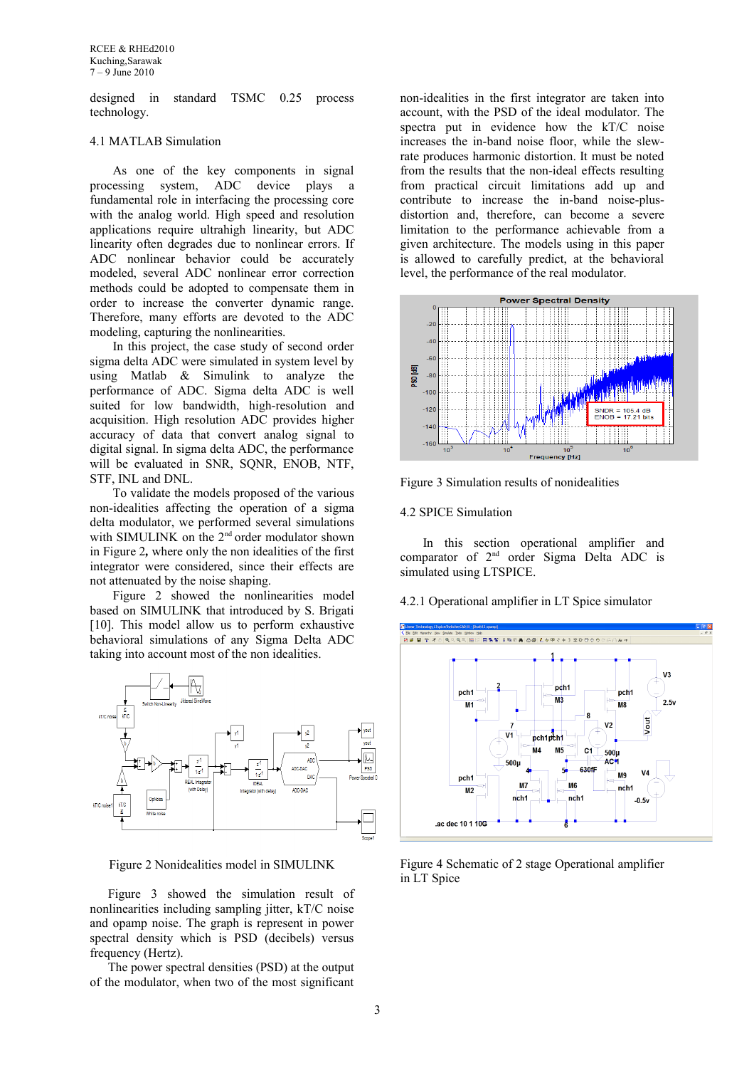designed in standard TSMC 0.25 process technology.

## 4.1 MATLAB Simulation

As one of the key components in signal processing system, ADC device plays a fundamental role in interfacing the processing core with the analog world. High speed and resolution applications require ultrahigh linearity, but ADC linearity often degrades due to nonlinear errors. If ADC nonlinear behavior could be accurately modeled, several ADC nonlinear error correction methods could be adopted to compensate them in order to increase the converter dynamic range. Therefore, many efforts are devoted to the ADC modeling, capturing the nonlinearities.

In this project, the case study of second order sigma delta ADC were simulated in system level by using Matlab & Simulink to analyze the performance of ADC. Sigma delta ADC is well suited for low bandwidth, high-resolution and acquisition. High resolution ADC provides higher accuracy of data that convert analog signal to digital signal. In sigma delta ADC, the performance will be evaluated in SNR, SQNR, ENOB, NTF, STF, INL and DNL.

To validate the models proposed of the various non-idealities affecting the operation of a sigma delta modulator, we performed several simulations with SIMULINK on the 2nd order modulator shown in Figure 2, where only the non idealities of the first integrator were considered, since their effects are not attenuated by the noise shaping.

Figure 2 showed the nonlinearities model based on SIMULINK that introduced by S. Brigati [10]. This model allow us to perform exhaustive behavioral simulations of any Sigma Delta ADC taking into account most of the non idealities.

Figure 2 Nonidealities model in SIMULINK

Figure 3 showed the simulation result of nonlinearities including sampling jitter, kT/C noise and opamp noise. The graph is represent in power spectral density which is PSD (decibels) versus frequency (Hertz).

The power spectral densities (PSD) at the output of the modulator, when two of the most significant non-idealities in the first integrator are taken into account, with the PSD of the ideal modulator. The spectra put in evidence how the kT/C noise increases the in-band noise floor, while the slew-rate produces harmonic distortion. It must be noted from the results that the non-ideal effects resulting from practical circuit limitations add up and contribute to increase the in-band noise-plus-distortion and, therefore, can become a severe limitation to the performance achievable from a given architecture. The models using in this paper is allowed to carefully predict, at the behavioral level, the performance of the real modulator.

Figure 3 Simulation results of nonidealities

## 4.2 SPICE Simulation

In this section operational amplifier and comparator of 2nd order Sigma Delta ADC is simulated using LTSPICE.

### 4.2.1 Operational amplifier in LT Spice simulator

Figure 4 Schematic of 2 stage Operational amplifier in LT Spice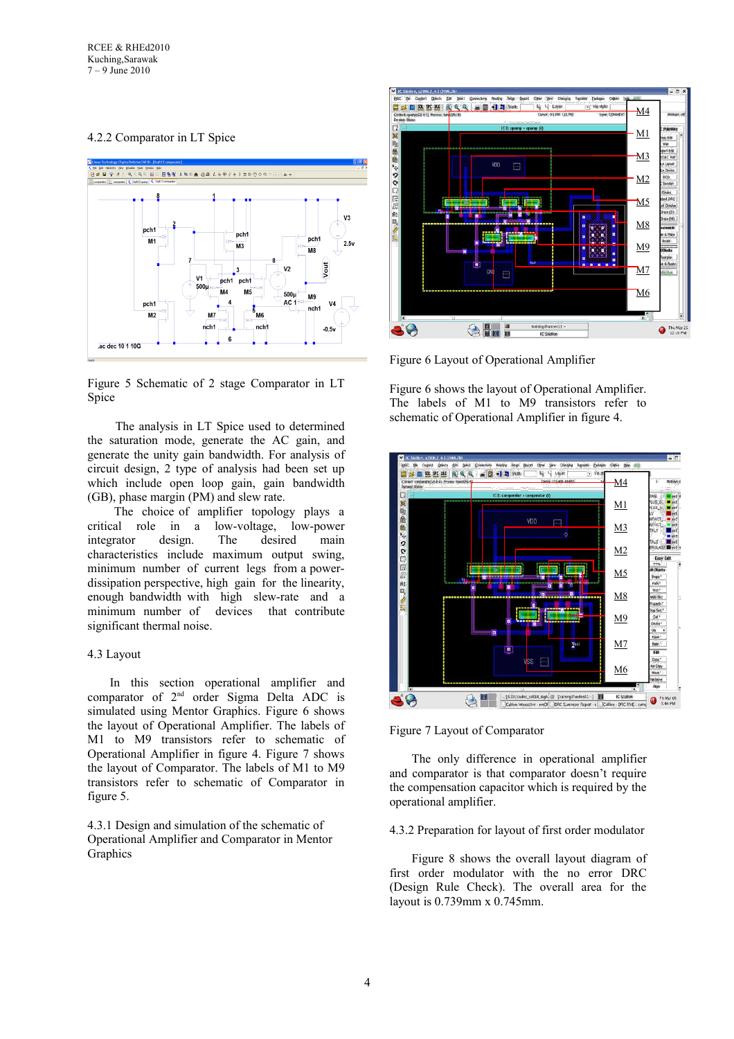### 4.2.2 Comparator in LT Spice

Figure 5 Schematic of 2 stage Comparator in LT Spice

The analysis in LT Spice used to determined the saturation mode, generate the AC gain, and generate the unity gain bandwidth. For analysis of circuit design, 2 type of analysis had been set up which include open loop gain, gain bandwidth (GB), phase margin (PM) and slew rate.

The choice of amplifier topology plays a critical role in a low-voltage, low-power integrator design. The desired main characteristics include maximum output swing, minimum number of current legs from a power-dissipation perspective, high gain for the linearity, enough bandwidth with high slew-rate and a minimum number of devices that contribute significant thermal noise.

## 4.3 Layout

In this section operational amplifier and comparator of 2[nd] order Sigma Delta ADC is simulated using Mentor Graphics. Figure 6 shows the layout of Operational Amplifier. The labels of M1 to M9 transistors refer to schematic of Operational Amplifier in figure 4. Figure 7 shows the layout of Comparator. The labels of M1 to M9 transistors refer to schematic of Comparator in figure 5.

### 4.3.1 Design and simulation of the schematic of Operational Amplifier and Comparator in Mentor Graphics

Figure 6 Layout of Operational Amplifier

Figure 6 shows the layout of Operational Amplifier. The labels of M1 to M9 transistors refer to schematic of Operational Amplifier in figure 4.

Figure 7 Layout of Comparator

The only difference in operational amplifier and comparator is that comparator doesn't require the compensation capacitor which is required by the operational amplifier.

### 4.3.2 Preparation for layout of first order modulator

Figure 8 shows the overall layout diagram of first order modulator with the no error DRC (Design Rule Check). The overall area for the layout is 0.739mm x 0.745mm.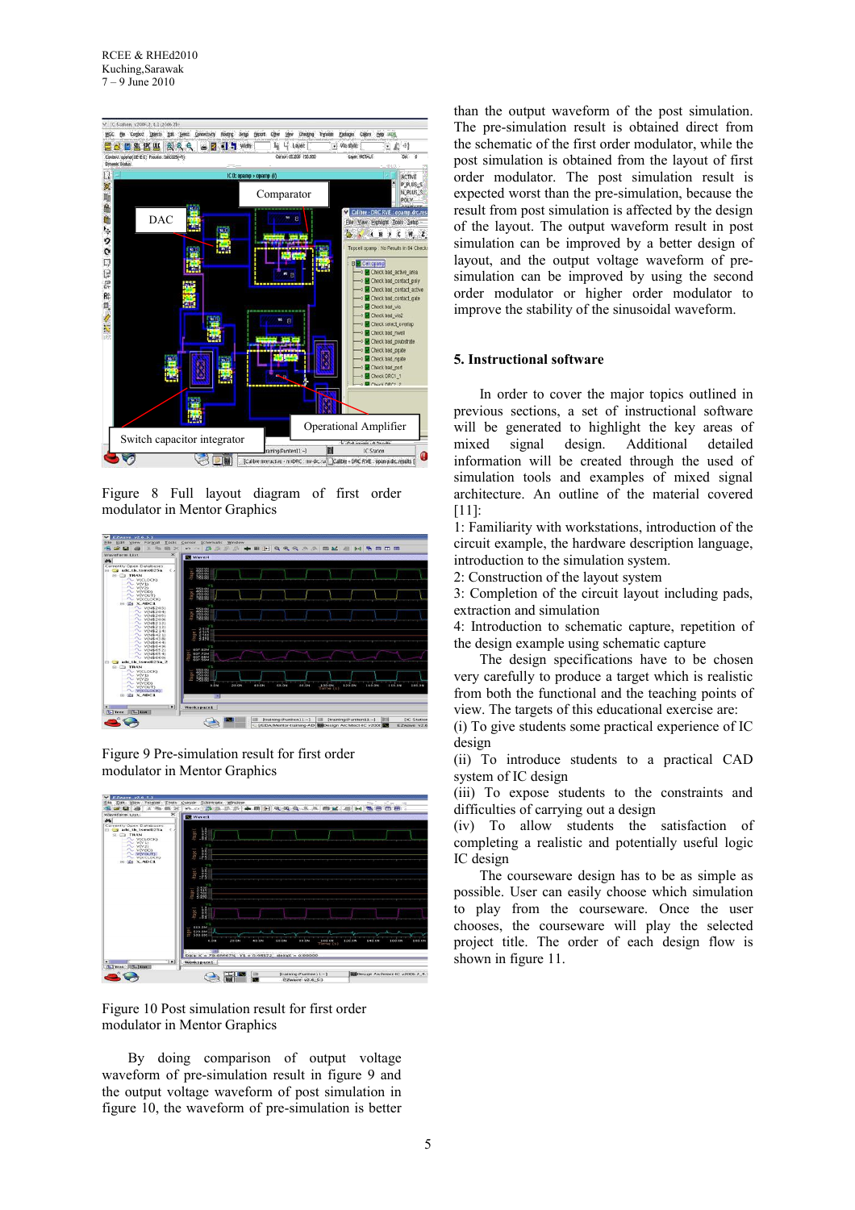Figure 8 Full layout diagram of first order modulator in Mentor Graphics

Figure 9 Pre-simulation result for first order modulator in Mentor Graphics

Figure 10 Post simulation result for first order modulator in Mentor Graphics

By doing comparison of output voltage waveform of pre-simulation result in figure 9 and the output voltage waveform of post simulation in figure 10, the waveform of pre-simulation is better than the output waveform of the post simulation. The pre-simulation result is obtained direct from the schematic of the first order modulator, while the post simulation is obtained from the layout of first order modulator. The post simulation result is expected worst than the pre-simulation, because the result from post simulation is affected by the design of the layout. The output waveform result in post simulation can be improved by a better design of layout, and the output voltage waveform of pre-simulation can be improved by using the second order modulator or higher order modulator to improve the stability of the sinusoidal waveform.

## 5. Instructional software

In order to cover the major topics outlined in previous sections, a set of instructional software will be generated to highlight the key areas of mixed signal design. Additional detailed information will be created through the used of simulation tools and examples of mixed signal architecture. An outline of the material covered [11]:

1: Familiarity with workstations, introduction of the circuit example, the hardware description language, introduction to the simulation system.
2: Construction of the layout system
3: Completion of the circuit layout including pads, extraction and simulation
4: Introduction to schematic capture, repetition of the design example using schematic capture

The design specifications have to be chosen very carefully to produce a target which is realistic from both the functional and the teaching points of view. The targets of this educational exercise are:

(i) To give students some practical experience of IC design
(ii) To introduce students to a practical CAD system of IC design
(iii) To expose students to the constraints and difficulties of carrying out a design
(iv) To allow students the satisfaction of completing a realistic and potentially useful logic IC design

The courseware design has to be as simple as possible. User can easily choose which simulation to play from the courseware. Once the user chooses, the courseware will play the selected project title. The order of each design flow is shown in figure 11.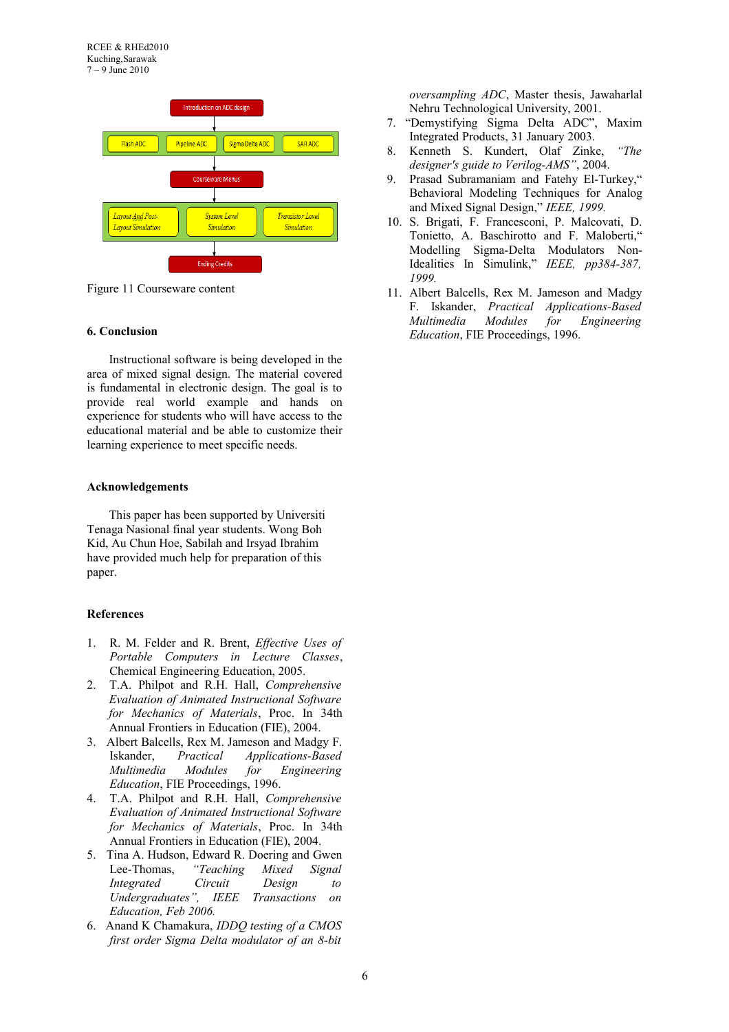Introduction on ADC design

Flash ADC

Pipeline ADC

Sigma Delta ADC

SAR ADC

Courseware Menus

Layout And Post-Layout Simulation

System Level Simulation

Transistor Level Simulation

Ending Credits

Figure 11 Courseware content

### 6. Conclusion

Instructional software is being developed in the area of mixed signal design. The material covered is fundamental in electronic design. The goal is to provide real world example and hands on experience for students who will have access to the educational material and be able to customize their learning experience to meet specific needs.

### Acknowledgements

This paper has been supported by Universiti Tenaga Nasional final year students. Wong Boh Kid, Au Chun Hoe, Sabilah and Irsyad Ibrahim have provided much help for preparation of this paper.

### References

1. R. M. Felder and R. Brent, *Effective Uses of Portable Computers in Lecture Classes*, Chemical Engineering Education, 2005.
2. T.A. Philpot and R.H. Hall, *Comprehensive Evaluation of Animated Instructional Software for Mechanics of Materials*, Proc. In 34th Annual Frontiers in Education (FIE), 2004.
3. Albert Balcells, Rex M. Jameson and Madgy F. Iskander, *Practical Applications-Based Multimedia Modules for Engineering Education*, FIE Proceedings, 1996.
4. T.A. Philpot and R.H. Hall, *Comprehensive Evaluation of Animated Instructional Software for Mechanics of Materials*, Proc. In 34th Annual Frontiers in Education (FIE), 2004.
5. Tina A. Hudson, Edward R. Doering and Gwen Lee-Thomas, *"Teaching Mixed Signal Integrated Circuit Design to Undergraduates", IEEE Transactions on Education, Feb 2006.*
6. Anand K Chamakura, *IDDQ testing of a CMOS first order Sigma Delta modulator of an 8-bit oversampling ADC*, Master thesis, Jawaharlal Nehru Technological University, 2001.
7. "Demystifying Sigma Delta ADC", Maxim Integrated Products, 31 January 2003.
8. Kenneth S. Kundert, Olaf Zinke, *"The designer's guide to Verilog-AMS"*, 2004.
9. Prasad Subramaniam and Fatehy El-Turkey," Behavioral Modeling Techniques for Analog and Mixed Signal Design," *IEEE, 1999.*
10. S. Brigati, F. Francesconi, P. Malcovati, D. Tonietto, A. Baschirotto and F. Maloberti," Modelling Sigma-Delta Modulators Non-Idealities In Simulink," *IEEE, pp384-387, 1999.*
11. Albert Balcells, Rex M. Jameson and Madgy F. Iskander, *Practical Applications-Based Multimedia Modules for Engineering Education*, FIE Proceedings, 1996.